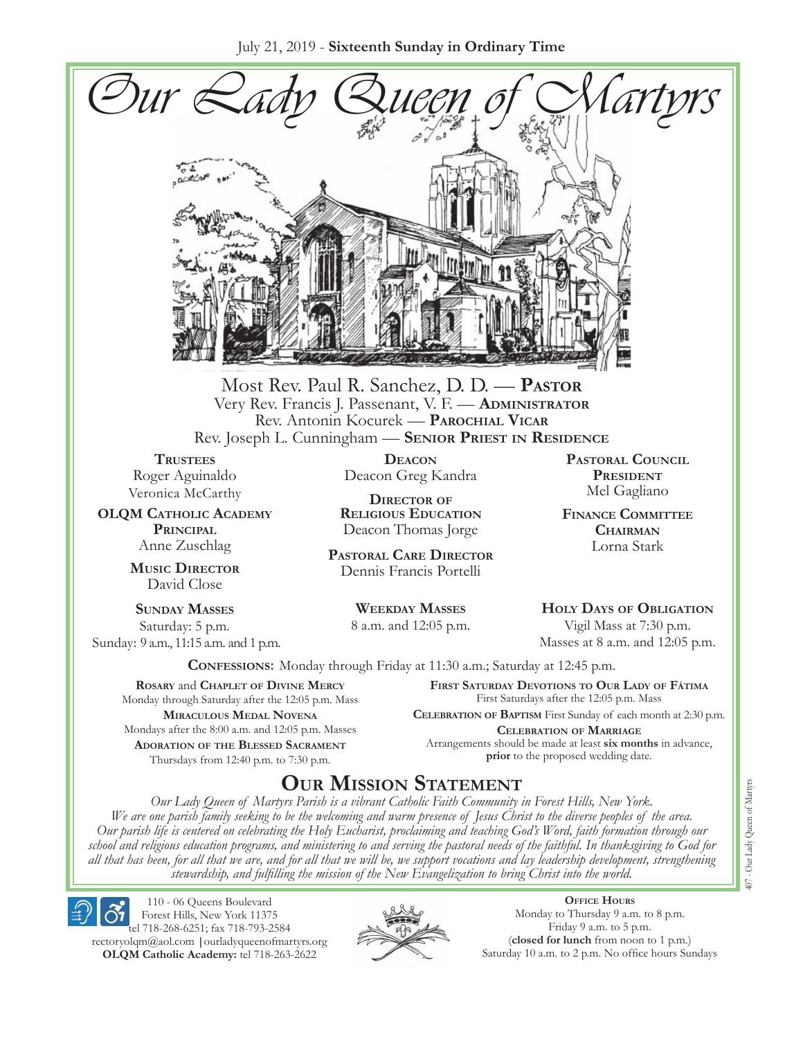July 21, 2019 - **Sixteenth Sunday in Ordinary Time**

# Our Lady Queen of Martyrs

Most Rev. Paul R. Sanchez, D. D. — **Pastor**
Very Rev. Francis J. Passenant, V. F. — **Administrator**
Rev. Antonin Kocurek — **Parochial Vicar**
Rev. Joseph L. Cunningham — **Senior Priest in Residence**

**Trustees**
Roger Aguinaldo
Veronica McCarthy

**OLQM Catholic Academy Principal**
Anne Zuschlag

**Music Director**
David Close

**Deacon**
Deacon Greg Kandra

**Director of Religious Education**
Deacon Thomas Jorge

**Pastoral Care Director**
Dennis Francis Portelli

**Pastoral Council President**
Mel Gagliano

**Finance Committee Chairman**
Lorna Stark

**Sunday Masses**
Saturday: 5 p.m.
Sunday: 9 a.m., 11:15 a.m. and 1 p.m.

**Weekday Masses**
8 a.m. and 12:05 p.m.

**Holy Days of Obligation**
Vigil Mass at 7:30 p.m.
Masses at 8 a.m. and 12:05 p.m.

**Confessions:** Monday through Friday at 11:30 a.m.; Saturday at 12:45 p.m.

**Rosary** and **Chaplet of Divine Mercy**
Monday through Saturday after the 12:05 p.m. Mass

**Miraculous Medal Novena**
Mondays after the 8:00 a.m. and 12:05 p.m. Masses

**Adoration of the Blessed Sacrament**
Thursdays from 12:40 p.m. to 7:30 p.m.

**First Saturday Devotions to Our Lady of Fátima**
First Saturdays after the 12:05 p.m. Mass

**Celebration of Baptism** First Sunday of each month at 2:30 p.m.

**Celebration of Marriage**
Arrangements should be made at least **six months** in advance, **prior** to the proposed wedding date.

## Our Mission Statement

*Our Lady Queen of Martyrs Parish is a vibrant Catholic Faith Community in Forest Hills, New York. We are one parish family seeking to be the welcoming and warm presence of Jesus Christ to the diverse peoples of the area. Our parish life is centered on celebrating the Holy Eucharist, proclaiming and teaching God's Word, faith formation through our school and religious education programs, and ministering to and serving the pastoral needs of the faithful. In thanksgiving to God for all that has been, for all that we are, and for all that we will be, we support vocations and lay leadership development, strengthening stewardship, and fulfilling the mission of the New Evangelization to bring Christ into the world.*

110 - 06 Queens Boulevard
Forest Hills, New York 11375
tel 718-268-6251; fax 718-793-2584
rectoryolqm@aol.com | ourladyqueenofmartyrs.org
**OLQM Catholic Academy:** tel 718-263-2622

**Office Hours**
Monday to Thursday 9 a.m. to 8 p.m.
Friday 9 a.m. to 5 p.m.
(**closed for lunch** from noon to 1 p.m.)
Saturday 10 a.m. to 2 p.m. No office hours Sundays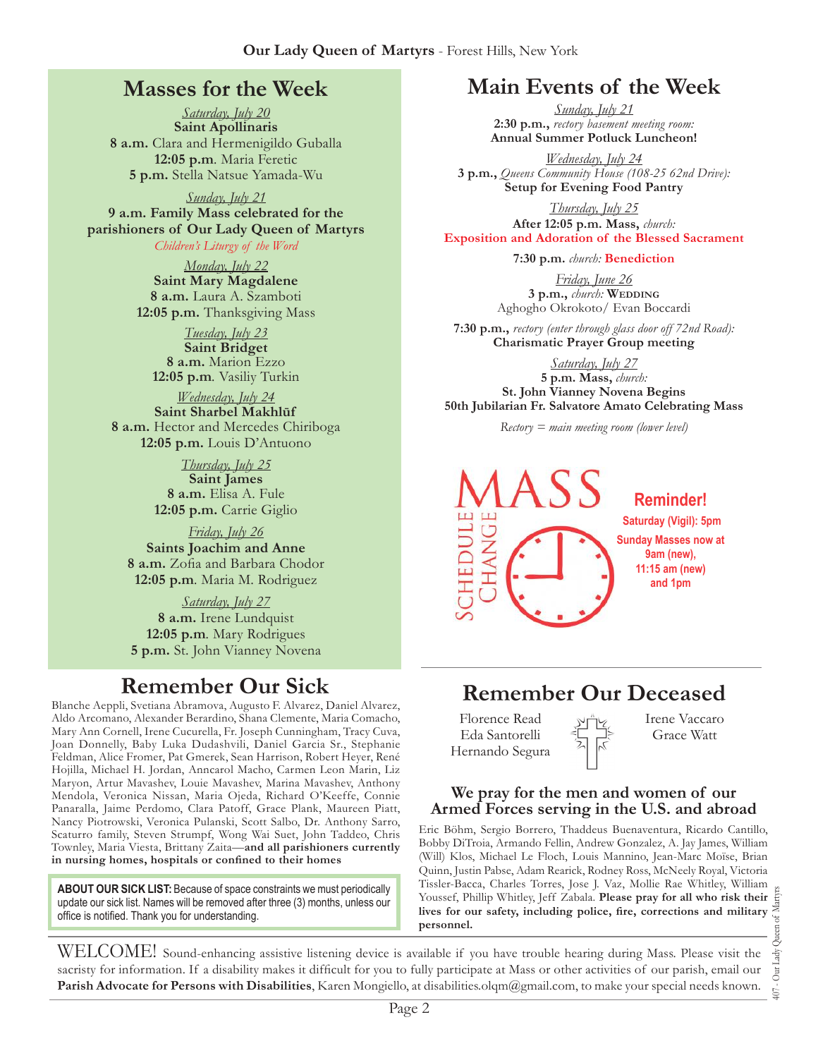# Masses for the Week

*Saturday, July 20*
**Saint Apollinaris**
**8 a.m.** Clara and Hermenigildo Guballa
**12:05 p.m**. Maria Feretic
**5 p.m.** Stella Natsue Yamada-Wu

*Sunday, July 21*
**9 a.m. Family Mass celebrated for the parishioners of Our Lady Queen of Martyrs**
*Children's Liturgy of the Word*

*Monday, July 22*
**Saint Mary Magdalene**
**8 a.m.** Laura A. Szamboti
**12:05 p.m.** Thanksgiving Mass

*Tuesday, July 23*
**Saint Bridget**
**8 a.m.** Marion Ezzo
**12:05 p.m**. Vasiliy Turkin

*Wednesday, July 24*
**Saint Sharbel Makhlūf**
**8 a.m.** Hector and Mercedes Chiriboga
**12:05 p.m.** Louis D'Antuono

*Thursday, July 25*
**Saint James**
**8 a.m.** Elisa A. Fule
**12:05 p.m.** Carrie Giglio

*Friday, July 26*
**Saints Joachim and Anne**
**8 a.m.** Zofia and Barbara Chodor
**12:05 p.m**. Maria M. Rodriguez

*Saturday, July 27*
**8 a.m.** Irene Lundquist
**12:05 p.m**. Mary Rodrigues
**5 p.m.** St. John Vianney Novena

# Main Events of the Week

*Sunday, July 21*
**2:30 p.m.,** *rectory basement meeting room:*
**Annual Summer Potluck Luncheon!**

*Wednesday, July 24*
**3 p.m.,** *Queens Community House (108-25 62nd Drive):*
**Setup for Evening Food Pantry**

*Thursday, July 25*
**After 12:05 p.m. Mass,** *church:*
**Exposition and Adoration of the Blessed Sacrament**

**7:30 p.m.** *church:* **Benediction**

*Friday, June 26*
**3 p.m.,** *church:* **Wedding**
Aghogho Okrokoto/ Evan Boccardi

**7:30 p.m.,** *rectory (enter through glass door off 72nd Road):*
**Charismatic Prayer Group meeting**

*Saturday, July 27*
**5 p.m. Mass,** *church:*
**St. John Vianney Novena Begins**
**50th Jubilarian Fr. Salvatore Amato Celebrating Mass**

*Rectory = main meeting room (lower level)*

MASS SCHEDULE CHANGE

**Reminder!**
**Saturday (Vigil): 5pm**
**Sunday Masses now at 9am (new), 11:15 am (new) and 1pm**

# Remember Our Sick

Blanche Aeppli, Svetiana Abramova, Augusto F. Alvarez, Daniel Alvarez, Aldo Arcomano, Alexander Berardino, Shana Clemente, Maria Comacho, Mary Ann Cornell, Irene Cucurella, Fr. Joseph Cunningham, Tracy Cuva, Joan Donnelly, Baby Luka Dudashvili, Daniel Garcia Sr., Stephanie Feldman, Alice Fromer, Pat Gmerek, Sean Harrison, Robert Heyer, René Hojilla, Michael H. Jordan, Anncarol Macho, Carmen Leon Marin, Liz Maryon, Artur Mavashev, Louie Mavashev, Marina Mavashev, Anthony Mendola, Veronica Nissan, Maria Ojeda, Richard O'Keeffe, Connie Panaralla, Jaime Perdomo, Clara Patoff, Grace Plank, Maureen Piatt, Nancy Piotrowski, Veronica Pulanski, Scott Salbo, Dr. Anthony Sarro, Scaturro family, Steven Strumpf, Wong Wai Suet, John Taddeo, Chris Townley, Maria Viesta, Brittany Zaita—**and all parishioners currently in nursing homes, hospitals or confined to their homes**

**ABOUT OUR SICK LIST:** Because of space constraints we must periodically update our sick list. Names will be removed after three (3) months, unless our office is notified. Thank you for understanding.

# Remember Our Deceased

Florence Read
Eda Santorelli
Hernando Segura
Irene Vaccaro
Grace Watt

### We pray for the men and women of our Armed Forces serving in the U.S. and abroad

Eric Böhm, Sergio Borrero, Thaddeus Buenaventura, Ricardo Cantillo, Bobby DiTroia, Armando Fellin, Andrew Gonzalez, A. Jay James, William (Will) Klos, Michael Le Floch, Louis Mannino, Jean-Marc Moïse, Brian Quinn, Justin Pabse, Adam Rearick, Rodney Ross, McNeely Royal, Victoria Tissler-Bacca, Charles Torres, Jose J. Vaz, Mollie Rae Whitley, William Youssef, Phillip Whitley, Jeff Zabala. **Please pray for all who risk their lives for our safety, including police, fire, corrections and military personnel.**

WELCOME! Sound-enhancing assistive listening device is available if you have trouble hearing during Mass. Please visit the sacristy for information. If a disability makes it difficult for you to fully participate at Mass or other activities of our parish, email our **Parish Advocate for Persons with Disabilities**, Karen Mongiello, at disabilities.olqm@gmail.com, to make your special needs known.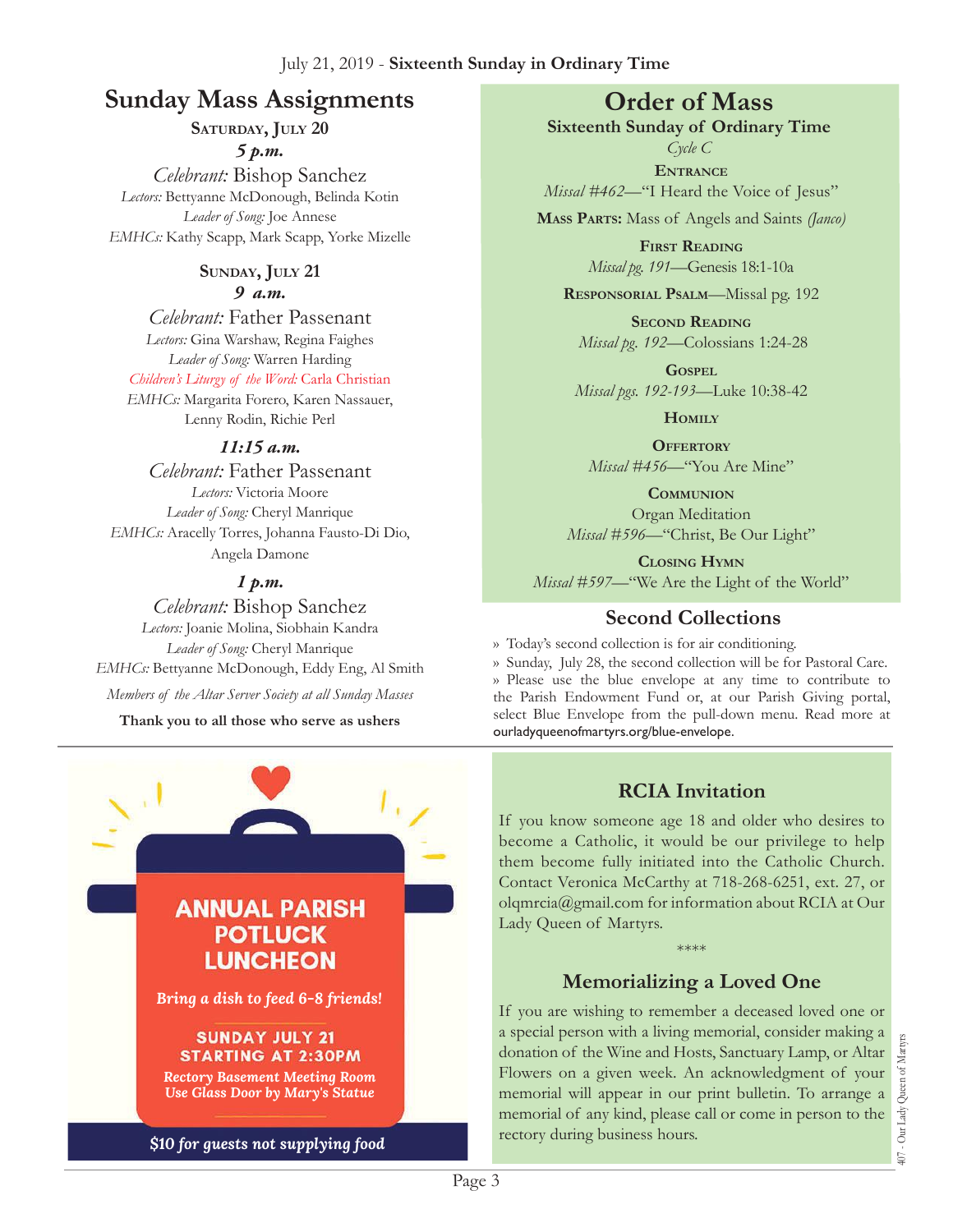July 21, 2019 - **Sixteenth Sunday in Ordinary Time**

# Sunday Mass Assignments

**Saturday, July 20**

***5 p.m.***

*Celebrant:* Bishop Sanchez
*Lectors:* Bettyanne McDonough, Belinda Kotin
*Leader of Song:* Joe Annese
*EMHCs:* Kathy Scapp, Mark Scapp, Yorke Mizelle

**Sunday, July 21**

***9 a.m.***

*Celebrant:* Father Passenant
*Lectors:* Gina Warshaw, Regina Faighes
*Leader of Song:* Warren Harding
*Children's Liturgy of the Word:* Carla Christian
*EMHCs:* Margarita Forero, Karen Nassauer, Lenny Rodin, Richie Perl

***11:15 a.m.***

*Celebrant:* Father Passenant
*Lectors:* Victoria Moore
*Leader of Song:* Cheryl Manrique
*EMHCs:* Aracelly Torres, Johanna Fausto-Di Dio, Angela Damone

***1 p.m.***

*Celebrant:* Bishop Sanchez
*Lectors:* Joanie Molina, Siobhain Kandra
*Leader of Song:* Cheryl Manrique
*EMHCs:* Bettyanne McDonough, Eddy Eng, Al Smith

*Members of the Altar Server Society at all Sunday Masses*

**Thank you to all those who serve as ushers**

# Order of Mass

**Sixteenth Sunday of Ordinary Time**

*Cycle C*

**Entrance**
*Missal #462*—"I Heard the Voice of Jesus"

**Mass Parts:** Mass of Angels and Saints *(Janco)*

**First Reading**
*Missal pg. 191*—Genesis 18:1-10a

**Responsorial Psalm**—Missal pg. 192

**Second Reading**
*Missal pg. 192*—Colossians 1:24-28

**Gospel**
*Missal pgs. 192-193*—Luke 10:38-42

**Homily**

**Offertory**
*Missal #456*—"You Are Mine"

**Communion**
Organ Meditation
*Missal #596*—"Christ, Be Our Light"

**Closing Hymn**
*Missal #597*—"We Are the Light of the World"

## Second Collections

» Today's second collection is for air conditioning.
» Sunday, July 28, the second collection will be for Pastoral Care.
» Please use the blue envelope at any time to contribute to the Parish Endowment Fund or, at our Parish Giving portal, select Blue Envelope from the pull-down menu. Read more at ourladyqueenofmartyrs.org/blue-envelope.

## ANNUAL PARISH POTLUCK LUNCHEON

*Bring a dish to feed 6-8 friends!*

**SUNDAY JULY 21**
**STARTING AT 2:30PM**

*Rectory Basement Meeting Room*
*Use Glass Door by Mary's Statue*

*$10 for guests not supplying food*

## RCIA Invitation

If you know someone age 18 and older who desires to become a Catholic, it would be our privilege to help them become fully initiated into the Catholic Church. Contact Veronica McCarthy at 718-268-6251, ext. 27, or olqmrcia@gmail.com for information about RCIA at Our Lady Queen of Martyrs.

\*\*\*\*

## Memorializing a Loved One

If you are wishing to remember a deceased loved one or a special person with a living memorial, consider making a donation of the Wine and Hosts, Sanctuary Lamp, or Altar Flowers on a given week. An acknowledgment of your memorial will appear in our print bulletin. To arrange a memorial of any kind, please call or come in person to the rectory during business hours.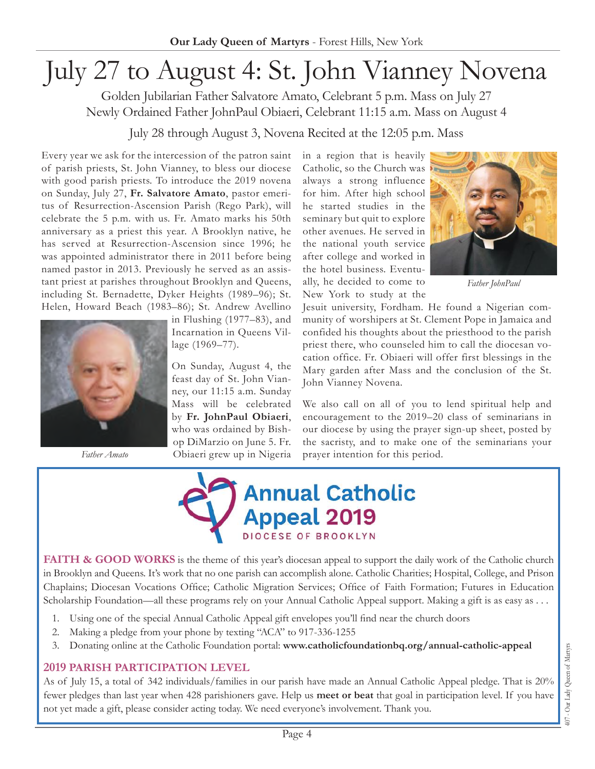# July 27 to August 4: St. John Vianney Novena

Golden Jubilarian Father Salvatore Amato, Celebrant 5 p.m. Mass on July 27
Newly Ordained Father JohnPaul Obiaeri, Celebrant 11:15 a.m. Mass on August 4

July 28 through August 3, Novena Recited at the 12:05 p.m. Mass

Every year we ask for the intercession of the patron saint of parish priests, St. John Vianney, to bless our diocese with good parish priests. To introduce the 2019 novena on Sunday, July 27, **Fr. Salvatore Amato**, pastor emeritus of Resurrection-Ascension Parish (Rego Park), will celebrate the 5 p.m. with us. Fr. Amato marks his 50th anniversary as a priest this year. A Brooklyn native, he has served at Resurrection-Ascension since 1996; he was appointed administrator there in 2011 before being named pastor in 2013. Previously he served as an assistant priest at parishes throughout Brooklyn and Queens, including St. Bernadette, Dyker Heights (1989–96); St. Helen, Howard Beach (1983–86); St. Andrew Avellino in Flushing (1977–83), and Incarnation in Queens Village (1969–77).

*Father Amato*

On Sunday, August 4, the feast day of St. John Vianney, our 11:15 a.m. Sunday Mass will be celebrated by **Fr. JohnPaul Obiaeri**, who was ordained by Bishop DiMarzio on June 5. Fr. Obiaeri grew up in Nigeria in a region that is heavily Catholic, so the Church was always a strong influence for him. After high school he started studies in the seminary but quit to explore other avenues. He served in the national youth service after college and worked in the hotel business. Eventually, he decided to come to New York to study at the Jesuit university, Fordham. He found a Nigerian community of worshipers at St. Clement Pope in Jamaica and confided his thoughts about the priesthood to the parish priest there, who counseled him to call the diocesan vocation office. Fr. Obiaeri will offer first blessings in the Mary garden after Mass and the conclusion of the St. John Vianney Novena.

*Father JohnPaul*

We also call on all of you to lend spiritual help and encouragement to the 2019–20 class of seminarians in our diocese by using the prayer sign-up sheet, posted by the sacristy, and to make one of the seminarians your prayer intention for this period.

## Annual Catholic Appeal 2019
DIOCESE OF BROOKLYN

**FAITH & GOOD WORKS** is the theme of this year's diocesan appeal to support the daily work of the Catholic church in Brooklyn and Queens. It's work that no one parish can accomplish alone. Catholic Charities; Hospital, College, and Prison Chaplains; Diocesan Vocations Office; Catholic Migration Services; Office of Faith Formation; Futures in Education Scholarship Foundation—all these programs rely on your Annual Catholic Appeal support. Making a gift is as easy as . . .

1. Using one of the special Annual Catholic Appeal gift envelopes you'll find near the church doors
2. Making a pledge from your phone by texting "ACA" to 917-336-1255
3. Donating online at the Catholic Foundation portal: **www.catholicfoundationbq.org/annual-catholic-appeal**

### 2019 PARISH PARTICIPATION LEVEL

As of July 15, a total of 342 individuals/families in our parish have made an Annual Catholic Appeal pledge. That is 20% fewer pledges than last year when 428 parishioners gave. Help us **meet or beat** that goal in participation level. If you have not yet made a gift, please consider acting today. We need everyone's involvement. Thank you.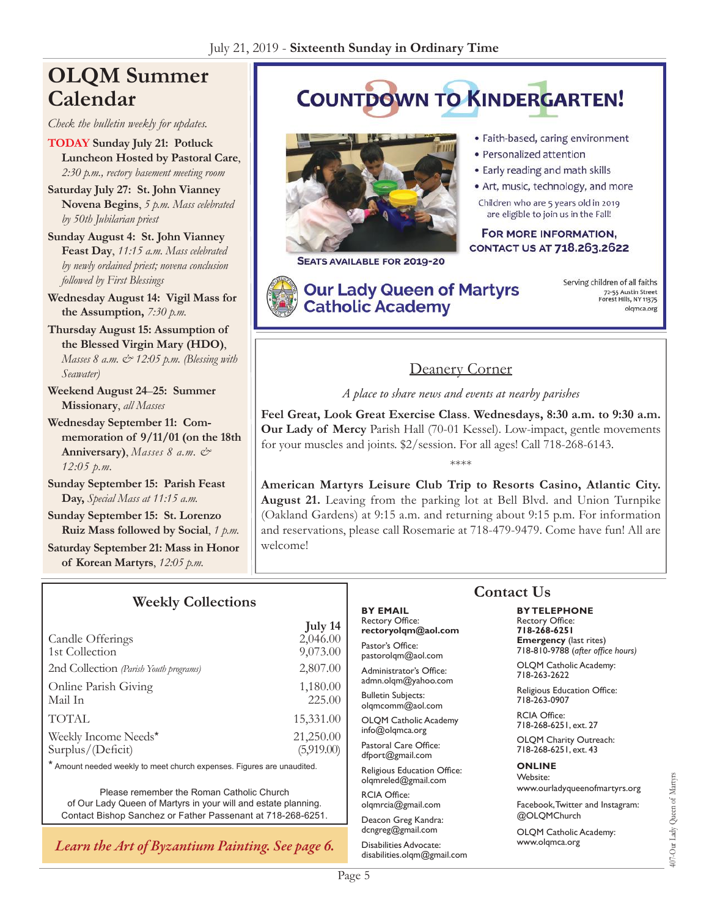## OLQM Summer Calendar

*Check the bulletin weekly for updates.*

- **TODAY Sunday July 21: Potluck Luncheon Hosted by Pastoral Care**, *2:30 p.m., rectory basement meeting room*
- **Saturday July 27: St. John Vianney Novena Begins**, *5 p.m. Mass celebrated by 50th Jubilarian priest*
- **Sunday August 4: St. John Vianney Feast Day**, *11:15 a.m. Mass celebrated by newly ordained priest; novena conclusion followed by First Blessings*
- **Wednesday August 14: Vigil Mass for the Assumption,** *7:30 p.m.*
- **Thursday August 15: Assumption of the Blessed Virgin Mary (HDO)**, *Masses 8 a.m. & 12:05 p.m. (Blessing with Seawater)*
- **Weekend August 24–25: Summer Missionary**, *all Masses*
- **Wednesday September 11: Commemoration of 9/11/01 (on the 18th Anniversary)**, *Masses 8 a.m. & 12:05 p.m.*
- **Sunday September 15: Parish Feast Day,** *Special Mass at 11:15 a.m.*
- **Sunday September 15: St. Lorenzo Ruiz Mass followed by Social**, *1 p.m.*
- **Saturday September 21: Mass in Honor of Korean Martyrs**, *12:05 p.m.*

## COUNTDOWN TO KINDERGARTEN!

- Faith-based, caring environment
- Personalized attention
- Early reading and math skills
- Art, music, technology, and more

Children who are 5 years old in 2019 are eligible to join us in the Fall!

**FOR MORE INFORMATION, CONTACT US AT 718.263.2622**

**SEATS AVAILABLE FOR 2019-20**

**Our Lady Queen of Martyrs Catholic Academy**

Serving children of all faiths
72-55 Austin Street
Forest Hills, NY 11375
olqmca.org

## Deanery Corner

*A place to share news and events at nearby parishes*

**Feel Great, Look Great Exercise Class**. **Wednesdays, 8:30 a.m. to 9:30 a.m. Our Lady of Mercy** Parish Hall (70-01 Kessel). Low-impact, gentle movements for your muscles and joints. $2/session. For all ages! Call 718-268-6143.

\*\*\*\*

**American Martyrs Leisure Club Trip to Resorts Casino, Atlantic City. August 21.** Leaving from the parking lot at Bell Blvd. and Union Turnpike (Oakland Gardens) at 9:15 a.m. and returning about 9:15 p.m. For information and reservations, please call Rosemarie at 718-479-9479. Come have fun! All are welcome!

## Weekly Collections

| | July 14 |
|---|---|
| Candle Offerings | 2,046.00 |
| 1st Collection | 9,073.00 |
| 2nd Collection *(Parish Youth programs)* | 2,807.00 |
| Online Parish Giving | 1,180.00 |
| Mail In | 225.00 |
| TOTAL | 15,331.00 |
| Weekly Income Needs* | 21,250.00 |
| Surplus/(Deficit) | (5,919.00) |

\* Amount needed weekly to meet church expenses. Figures are unaudited.

Please remember the Roman Catholic Church of Our Lady Queen of Martyrs in your will and estate planning. Contact Bishop Sanchez or Father Passenant at 718-268-6251.

*Learn the Art of Byzantium Painting. See page 6.*

## Contact Us

**BY EMAIL**

Rectory Office:
**rectoryolqm@aol.com**

Pastor's Office:
pastorolqm@aol.com

Administrator's Office:
admn.olqm@yahoo.com

Bulletin Subjects:
olqmcomm@aol.com

OLQM Catholic Academy
info@olqmca.org

Pastoral Care Office:
dfport@gmail.com

Religious Education Office:
olqmreled@gmail.com

RCIA Office:
olqmrcia@gmail.com

Deacon Greg Kandra:
dcngreg@gmail.com

Disabilities Advocate:
disabilities.olqm@gmail.com

**BY TELEPHONE**

Rectory Office:
**718-268-6251**

**Emergency** (last rites)
718-810-9788 (*after office hours)*

OLQM Catholic Academy:
718-263-2622

Religious Education Office:
718-263-0907

RCIA Office:
718-268-6251, ext. 27

OLQM Charity Outreach:
718-268-6251, ext. 43

**ONLINE**

Website:
www.ourladyqueenofmartyrs.org

Facebook, Twitter and Instagram:
@OLQMChurch

OLQM Catholic Academy:
www.olqmca.org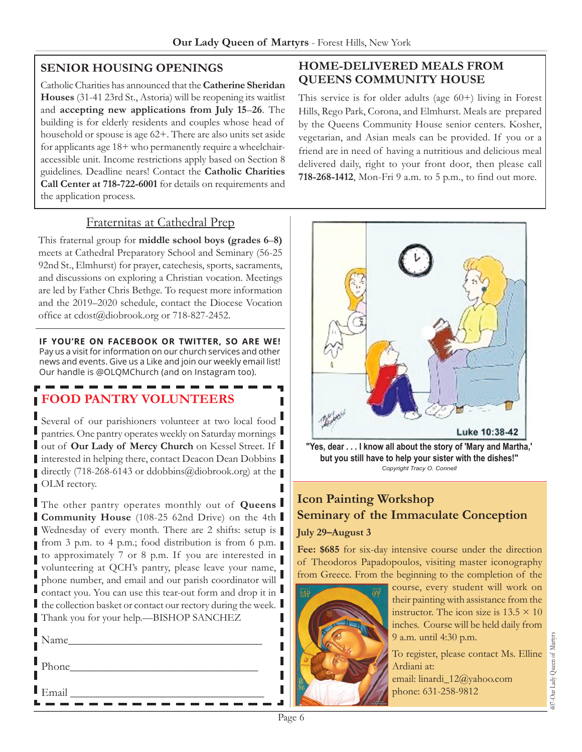## SENIOR HOUSING OPENINGS

Catholic Charities has announced that the **Catherine Sheridan Houses** (31-41 23rd St., Astoria) will be reopening its waitlist and **accepting new applications from July 15–26**. The building is for elderly residents and couples whose head of household or spouse is age 62+. There are also units set aside for applicants age 18+ who permanently require a wheelchair-accessible unit. Income restrictions apply based on Section 8 guidelines. Deadline nears! Contact the **Catholic Charities Call Center at 718-722-6001** for details on requirements and the application process.

## HOME-DELIVERED MEALS FROM QUEENS COMMUNITY HOUSE

This service is for older adults (age 60+) living in Forest Hills, Rego Park, Corona, and Elmhurst. Meals are prepared by the Queens Community House senior centers. Kosher, vegetarian, and Asian meals can be provided. If you or a friend are in need of having a nutritious and delicious meal delivered daily, right to your front door, then please call **718-268-1412**, Mon-Fri 9 a.m. to 5 p.m., to find out more.

## Fraternitas at Cathedral Prep

This fraternal group for **middle school boys (grades 6–8)** meets at Cathedral Preparatory School and Seminary (56-25 92nd St., Elmhurst) for prayer, catechesis, sports, sacraments, and discussions on exploring a Christian vocation. Meetings are led by Father Chris Bethge. To request more information and the 2019–2020 schedule, contact the Diocese Vocation office at cdost@diobrook.org or 718-827-2452.

**IF YOU'RE ON FACEBOOK OR TWITTER, SO ARE WE!**
Pay us a visit for information on our church services and other news and events. Give us a Like and join our weekly email list! Our handle is @OLQMChurch (and on Instagram too).

## FOOD PANTRY VOLUNTEERS

Several of our parishioners volunteer at two local food pantries. One pantry operates weekly on Saturday mornings out of **Our Lady of Mercy Church** on Kessel Street. If interested in helping there, contact Deacon Dean Dobbins directly (718-268-6143 or ddobbins@diobrook.org) at the OLM rectory.

The other pantry operates monthly out of **Queens Community House** (108-25 62nd Drive) on the 4th Wednesday of every month. There are 2 shifts: setup is from 3 p.m. to 4 p.m.; food distribution is from 6 p.m. to approximately 7 or 8 p.m. If you are interested in volunteering at QCH's pantry, please leave your name, phone number, and email and our parish coordinator will contact you. You can use this tear-out form and drop it in the collection basket or contact our rectory during the week. Thank you for your help.—BISHOP SANCHEZ

Name\_\_\_\_\_\_\_\_\_\_\_\_\_\_\_\_\_\_\_\_\_\_\_\_\_\_\_\_\_\_\_\_\_\_

Phone\_\_\_\_\_\_\_\_\_\_\_\_\_\_\_\_\_\_\_\_\_\_\_\_\_\_\_\_\_\_\_\_\_

Email \_\_\_\_\_\_\_\_\_\_\_\_\_\_\_\_\_\_\_\_\_\_\_\_\_\_\_\_\_\_\_\_\_

Luke 10:38-42

**"Yes, dear . . . I know all about the story of 'Mary and Martha,' but you still have to help your sister with the dishes!"**

*Copyright Tracy O. Connell*

## Icon Painting Workshop
## Seminary of the Immaculate Conception

**July 29–August 3**

**Fee: $685** for six-day intensive course under the direction of Theodoros Papadopoulos, visiting master iconography from Greece. From the beginning to the completion of the course, every student will work on their painting with assistance from the instructor. The icon size is 13.5 × 10 inches. Course will be held daily from 9 a.m. until 4:30 p.m.

To register, please contact Ms. Elline Ardiani at:
email: linardi_12@yahoo.com
phone: 631-258-9812